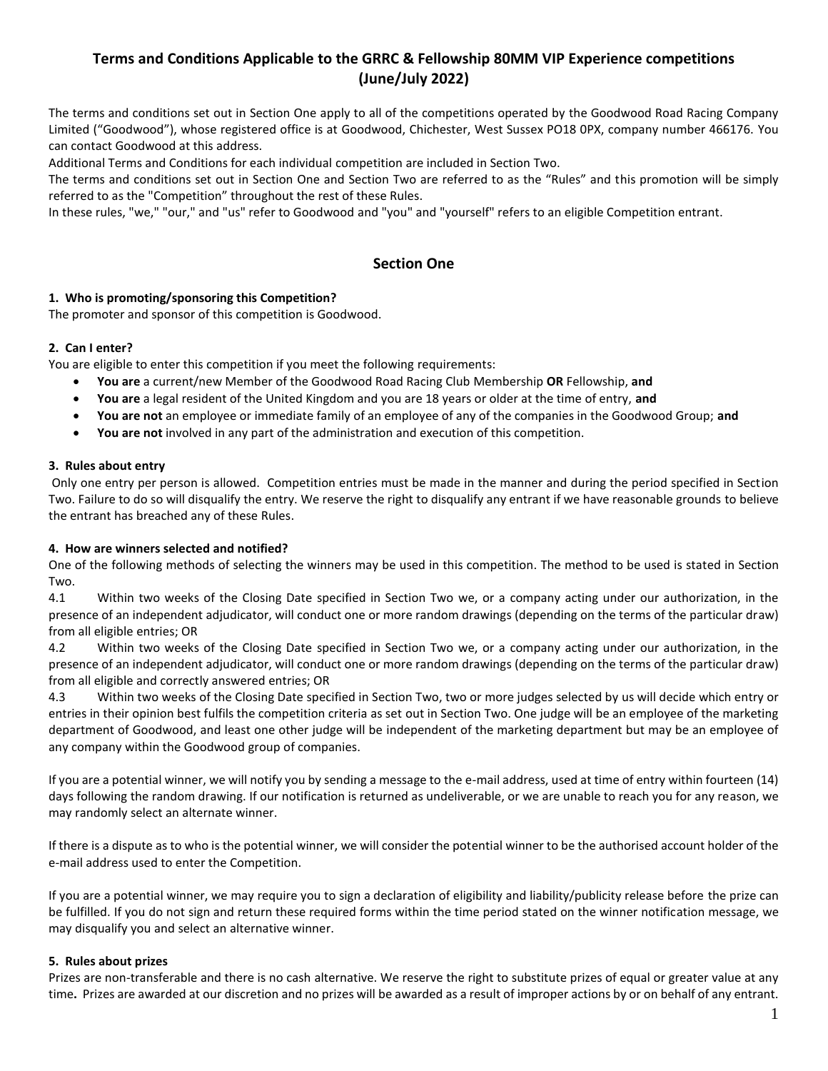# Terms and Conditions Applicable to the GRRC & Fellowship 80MM VIP Experience competitions (June/July 2022)

The terms and conditions set out in Section One apply to all of the competitions operated by the Goodwood Road Racing Company Limited ("Goodwood"), whose registered office is at Goodwood, Chichester, West Sussex PO18 0PX, company number 466176. You can contact Goodwood at this address.

Additional Terms and Conditions for each individual competition are included in Section Two.

The terms and conditions set out in Section One and Section Two are referred to as the "Rules" and this promotion will be simply referred to as the "Competition" throughout the rest of these Rules.

In these rules, "we," "our," and "us" refer to Goodwood and "you" and "yourself" refers to an eligible Competition entrant.

## Section One

### 1. Who is promoting/sponsoring this Competition?

The promoter and sponsor of this competition is Goodwood.

### 2. Can I enter?

You are eligible to enter this competition if you meet the following requirements:

- **You are** a current/new Member of the Goodwood Road Racing Club Membership **OR** Fellowship, **and**
- **You are** a legal resident of the United Kingdom and you are 18 years or older at the time of entry, **and**
- **You are not** an employee or immediate family of an employee of any of the companies in the Goodwood Group; **and**
- **You are not** involved in any part of the administration and execution of this competition.

### 3. Rules about entry

Only one entry per person is allowed. Competition entries must be made in the manner and during the period specified in Section Two. Failure to do so will disqualify the entry. We reserve the right to disqualify any entrant if we have reasonable grounds to believe the entrant has breached any of these Rules.

### 4. How are winners selected and notified?

One of the following methods of selecting the winners may be used in this competition. The method to be used is stated in Section Two.

4.1 Within two weeks of the Closing Date specified in Section Two we, or a company acting under our authorization, in the presence of an independent adjudicator, will conduct one or more random drawings (depending on the terms of the particular draw) from all eligible entries; OR

4.2 Within two weeks of the Closing Date specified in Section Two we, or a company acting under our authorization, in the presence of an independent adjudicator, will conduct one or more random drawings (depending on the terms of the particular draw) from all eligible and correctly answered entries; OR

4.3 Within two weeks of the Closing Date specified in Section Two, two or more judges selected by us will decide which entry or entries in their opinion best fulfils the competition criteria as set out in Section Two. One judge will be an employee of the marketing department of Goodwood, and least one other judge will be independent of the marketing department but may be an employee of any company within the Goodwood group of companies.

If you are a potential winner, we will notify you by sending a message to the e-mail address, used at time of entry within fourteen (14) days following the random drawing. If our notification is returned as undeliverable, or we are unable to reach you for any reason, we may randomly select an alternate winner.

If there is a dispute as to who is the potential winner, we will consider the potential winner to be the authorised account holder of the e-mail address used to enter the Competition.

If you are a potential winner, we may require you to sign a declaration of eligibility and liability/publicity release before the prize can be fulfilled. If you do not sign and return these required forms within the time period stated on the winner notification message, we may disqualify you and select an alternative winner.

### 5. Rules about prizes

Prizes are non-transferable and there is no cash alternative. We reserve the right to substitute prizes of equal or greater value at any time**.** Prizes are awarded at our discretion and no prizes will be awarded as a result of improper actions by or on behalf of any entrant.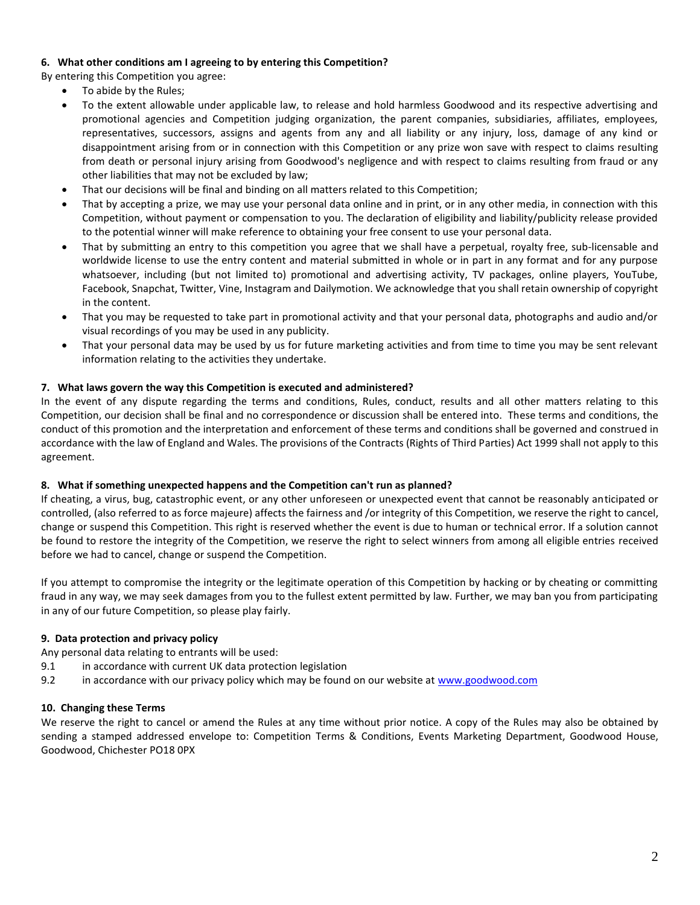**6. What other conditions am I agreeing to by entering this Competition?**

By entering this Competition you agree:

- To abide by the Rules;
- To the extent allowable under applicable law, to release and hold harmless Goodwood and its respective advertising and promotional agencies and Competition judging organization, the parent companies, subsidiaries, affiliates, employees, representatives, successors, assigns and agents from any and all liability or any injury, loss, damage of any kind or disappointment arising from or in connection with this Competition or any prize won save with respect to claims resulting from death or personal injury arising from Goodwood's negligence and with respect to claims resulting from fraud or any other liabilities that may not be excluded by law;
- That our decisions will be final and binding on all matters related to this Competition;
- That by accepting a prize, we may use your personal data online and in print, or in any other media, in connection with this Competition, without payment or compensation to you. The declaration of eligibility and liability/publicity release provided to the potential winner will make reference to obtaining your free consent to use your personal data.
- That by submitting an entry to this competition you agree that we shall have a perpetual, royalty free, sub-licensable and worldwide license to use the entry content and material submitted in whole or in part in any format and for any purpose whatsoever, including (but not limited to) promotional and advertising activity, TV packages, online players, YouTube, Facebook, Snapchat, Twitter, Vine, Instagram and Dailymotion. We acknowledge that you shall retain ownership of copyright in the content.
- That you may be requested to take part in promotional activity and that your personal data, photographs and audio and/or visual recordings of you may be used in any publicity.
- That your personal data may be used by us for future marketing activities and from time to time you may be sent relevant information relating to the activities they undertake.

**7. What laws govern the way this Competition is executed and administered?**

In the event of any dispute regarding the terms and conditions, Rules, conduct, results and all other matters relating to this Competition, our decision shall be final and no correspondence or discussion shall be entered into. These terms and conditions, the conduct of this promotion and the interpretation and enforcement of these terms and conditions shall be governed and construed in accordance with the law of England and Wales. The provisions of the Contracts (Rights of Third Parties) Act 1999 shall not apply to this agreement.

**8. What if something unexpected happens and the Competition can't run as planned?**

If cheating, a virus, bug, catastrophic event, or any other unforeseen or unexpected event that cannot be reasonably anticipated or controlled, (also referred to as force majeure) affects the fairness and /or integrity of this Competition, we reserve the right to cancel, change or suspend this Competition. This right is reserved whether the event is due to human or technical error. If a solution cannot be found to restore the integrity of the Competition, we reserve the right to select winners from among all eligible entries received before we had to cancel, change or suspend the Competition.

If you attempt to compromise the integrity or the legitimate operation of this Competition by hacking or by cheating or committing fraud in any way, we may seek damages from you to the fullest extent permitted by law. Further, we may ban you from participating in any of our future Competition, so please play fairly.

**9. Data protection and privacy policy**

Any personal data relating to entrants will be used:

9.1 in accordance with current UK data protection legislation

9.2 in accordance with our privacy policy which may be found on our website at [www.goodwood.com](http://www.goodwood.com)

**10. Changing these Terms**

We reserve the right to cancel or amend the Rules at any time without prior notice. A copy of the Rules may also be obtained by sending a stamped addressed envelope to: Competition Terms & Conditions, Events Marketing Department, Goodwood House, Goodwood, Chichester PO18 0PX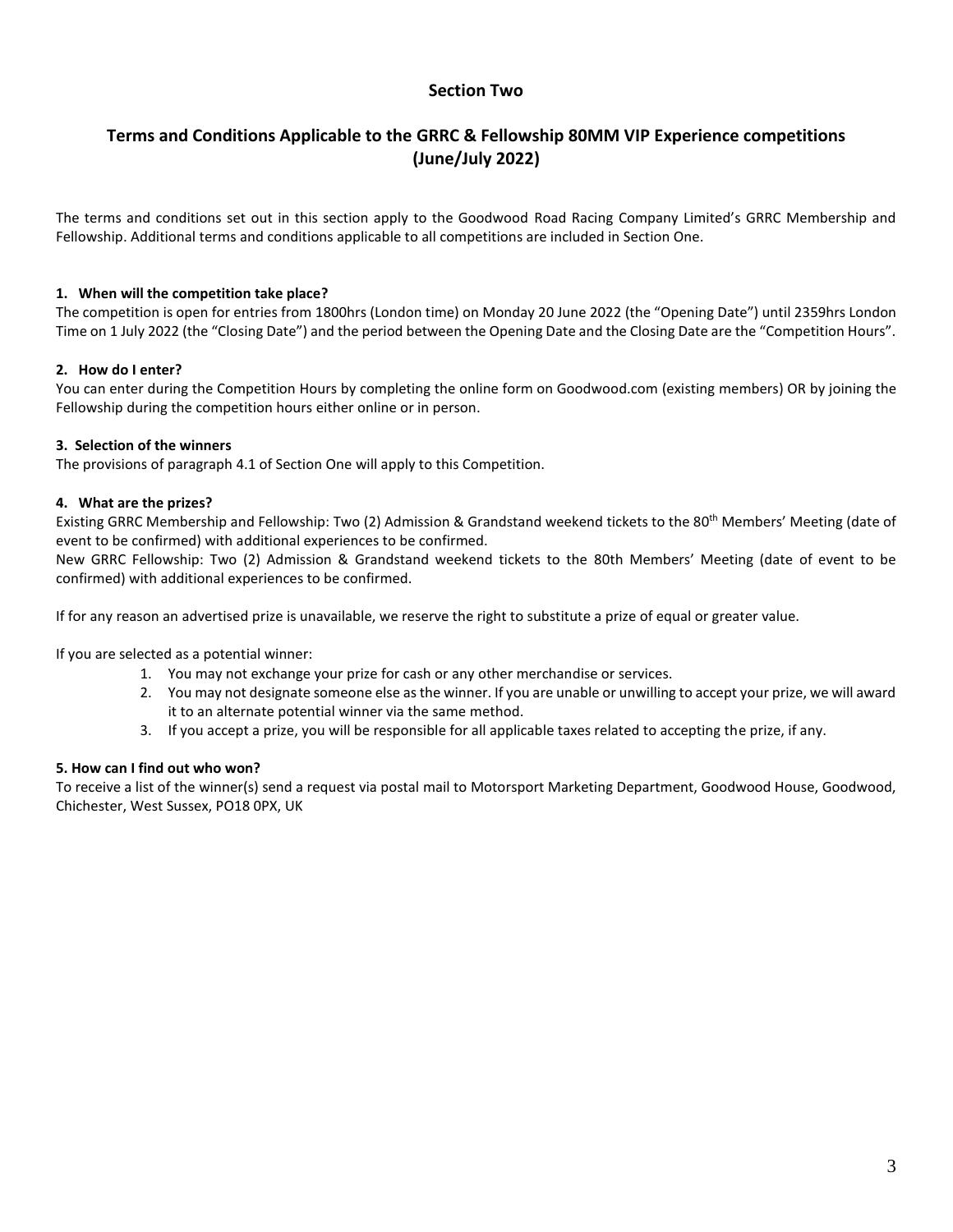## Section Two

## Terms and Conditions Applicable to the GRRC & Fellowship 80MM VIP Experience competitions (June/July 2022)

The terms and conditions set out in this section apply to the Goodwood Road Racing Company Limited's GRRC Membership and Fellowship. Additional terms and conditions applicable to all competitions are included in Section One.

**1. When will the competition take place?**

The competition is open for entries from 1800hrs (London time) on Monday 20 June 2022 (the "Opening Date") until 2359hrs London Time on 1 July 2022 (the "Closing Date") and the period between the Opening Date and the Closing Date are the "Competition Hours".

**2. How do I enter?**

You can enter during the Competition Hours by completing the online form on Goodwood.com (existing members) OR by joining the Fellowship during the competition hours either online or in person.

**3. Selection of the winners**

The provisions of paragraph 4.1 of Section One will apply to this Competition.

**4. What are the prizes?**

Existing GRRC Membership and Fellowship: Two (2) Admission & Grandstand weekend tickets to the 80th Members' Meeting (date of event to be confirmed) with additional experiences to be confirmed.

New GRRC Fellowship: Two (2) Admission & Grandstand weekend tickets to the 80th Members' Meeting (date of event to be confirmed) with additional experiences to be confirmed.

If for any reason an advertised prize is unavailable, we reserve the right to substitute a prize of equal or greater value.

If you are selected as a potential winner:

1. You may not exchange your prize for cash or any other merchandise or services.
2. You may not designate someone else as the winner. If you are unable or unwilling to accept your prize, we will award it to an alternate potential winner via the same method.
3. If you accept a prize, you will be responsible for all applicable taxes related to accepting the prize, if any.

**5. How can I find out who won?**

To receive a list of the winner(s) send a request via postal mail to Motorsport Marketing Department, Goodwood House, Goodwood, Chichester, West Sussex, PO18 0PX, UK